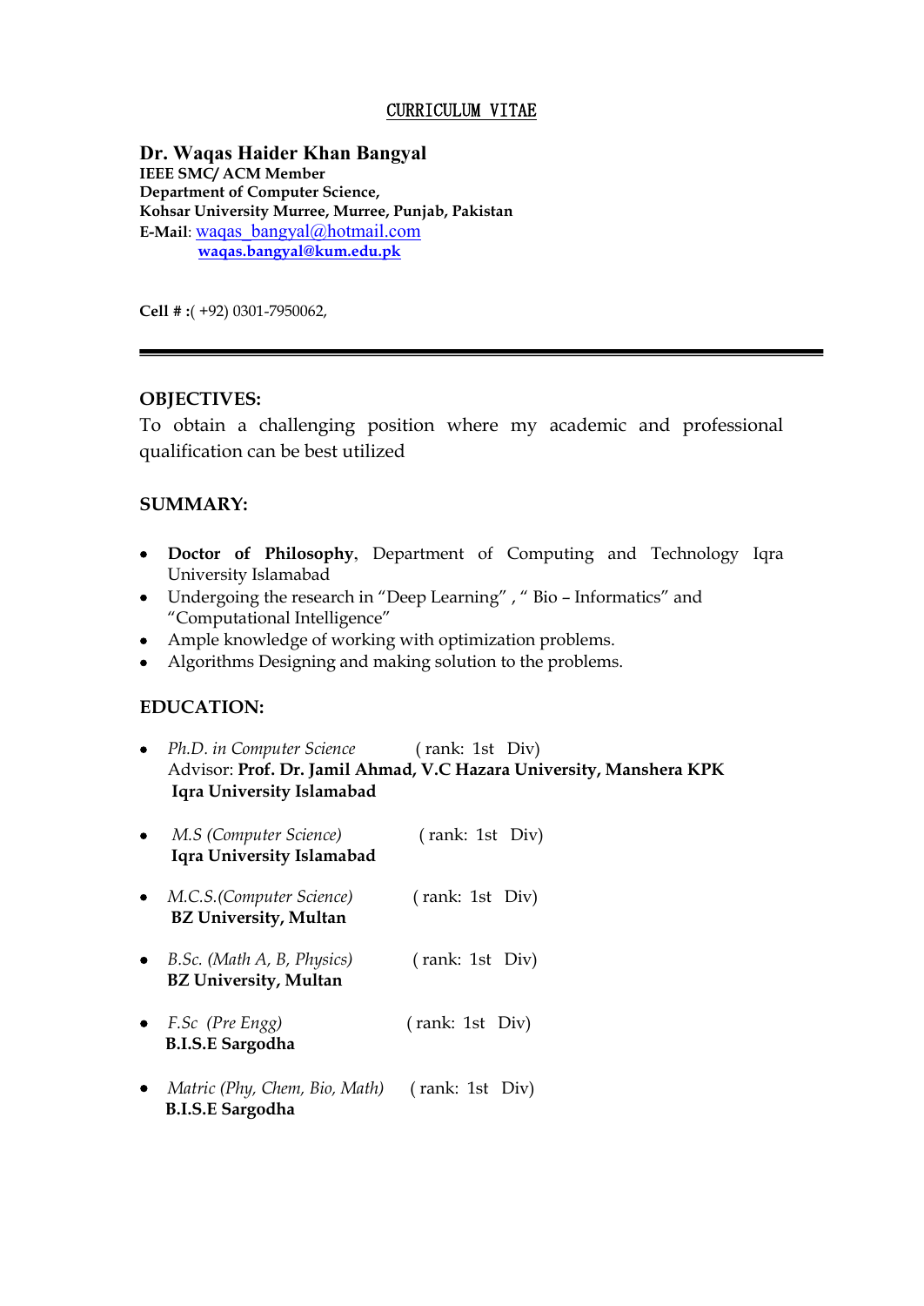# CURRICULUM VITAE

**Dr. Waqas Haider Khan Bangyal**
**IEEE SMC/ ACM Member**
**Department of Computer Science,**
**Kohsar University Murree, Murree, Punjab, Pakistan**
**E-Mail**: waqas_bangyal@hotmail.com
**waqas.bangyal@kum.edu.pk**

**Cell # :**( +92) 0301-7950062,

---

## OBJECTIVES:

To obtain a challenging position where my academic and professional qualification can be best utilized

## SUMMARY:

- **Doctor of Philosophy**, Department of Computing and Technology Iqra University Islamabad
- Undergoing the research in "Deep Learning" , " Bio – Informatics" and "Computational Intelligence"
- Ample knowledge of working with optimization problems.
- Algorithms Designing and making solution to the problems.

## EDUCATION:

- *Ph.D. in Computer Science* ( rank: 1st Div)
  Advisor: **Prof. Dr. Jamil Ahmad, V.C Hazara University, Manshera KPK**
  **Iqra University Islamabad**

- *M.S (Computer Science)* ( rank: 1st Div)
  **Iqra University Islamabad**

- *M.C.S.(Computer Science)* ( rank: 1st Div)
  **BZ University, Multan**

- *B.Sc. (Math A, B, Physics)* ( rank: 1st Div)
  **BZ University, Multan**

- *F.Sc (Pre Engg)* ( rank: 1st Div)
  **B.I.S.E Sargodha**

- *Matric (Phy, Chem, Bio, Math)* ( rank: 1st Div)
  **B.I.S.E Sargodha**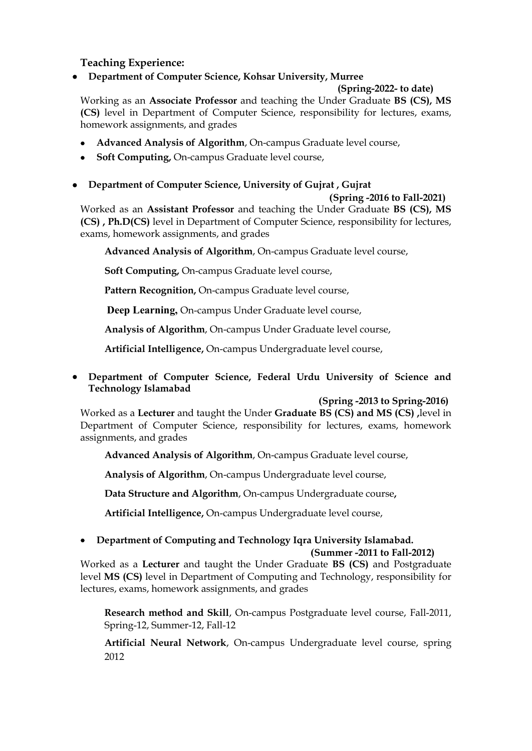**Teaching Experience:**

- **Department of Computer Science, Kohsar University, Murree**

  **(Spring-2022- to date)**

  Working as an **Associate Professor** and teaching the Under Graduate **BS (CS), MS (CS)** level in Department of Computer Science, responsibility for lectures, exams, homework assignments, and grades

  - **Advanced Analysis of Algorithm**, On-campus Graduate level course,
  - **Soft Computing,** On-campus Graduate level course,

- **Department of Computer Science, University of Gujrat , Gujrat**

  **(Spring -2016 to Fall-2021)**

  Worked as an **Assistant Professor** and teaching the Under Graduate **BS (CS), MS (CS) , Ph.D(CS)** level in Department of Computer Science, responsibility for lectures, exams, homework assignments, and grades

  **Advanced Analysis of Algorithm**, On-campus Graduate level course,

  **Soft Computing,** On-campus Graduate level course,

  **Pattern Recognition,** On-campus Graduate level course,

  **Deep Learning,** On-campus Under Graduate level course,

  **Analysis of Algorithm**, On-campus Under Graduate level course,

  **Artificial Intelligence,** On-campus Undergraduate level course,

- **Department of Computer Science, Federal Urdu University of Science and Technology Islamabad**

  **(Spring -2013 to Spring-2016)**

  Worked as a **Lecturer** and taught the Under **Graduate BS (CS) and MS (CS) ,**level in Department of Computer Science, responsibility for lectures, exams, homework assignments, and grades

  **Advanced Analysis of Algorithm**, On-campus Graduate level course,

  **Analysis of Algorithm**, On-campus Undergraduate level course,

  **Data Structure and Algorithm**, On-campus Undergraduate course**,**

  **Artificial Intelligence,** On-campus Undergraduate level course,

- **Department of Computing and Technology Iqra University Islamabad.**

  **(Summer -2011 to Fall-2012)**

  Worked as a **Lecturer** and taught the Under Graduate **BS (CS)** and Postgraduate level **MS (CS)** level in Department of Computing and Technology, responsibility for lectures, exams, homework assignments, and grades

  **Research method and Skill**, On-campus Postgraduate level course, Fall-2011, Spring-12, Summer-12, Fall-12

  **Artificial Neural Network**, On-campus Undergraduate level course, spring 2012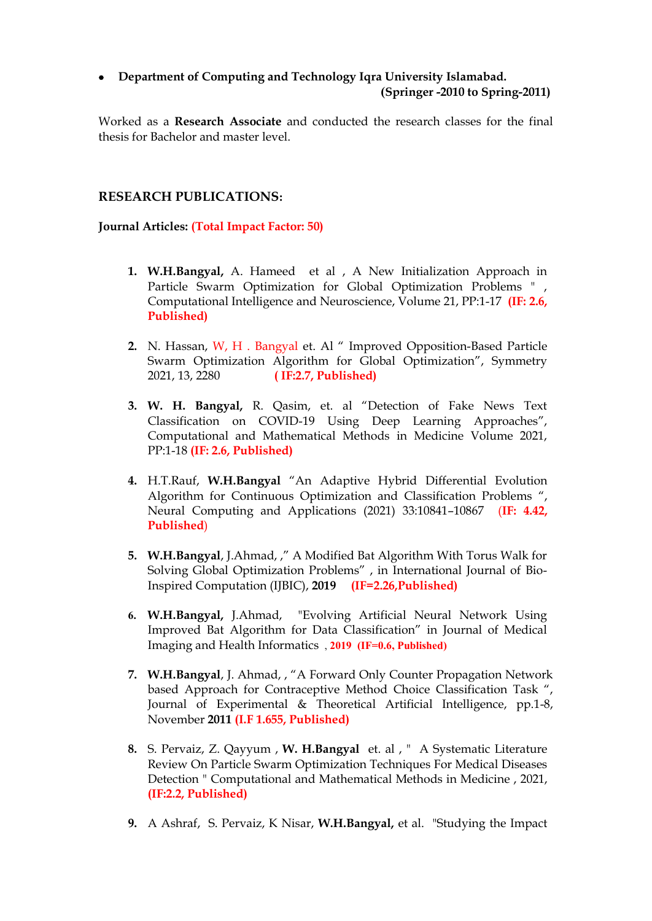- **Department of Computing and Technology Iqra University Islamabad.**
  **(Springer -2010 to Spring-2011)**

Worked as a **Research Associate** and conducted the research classes for the final thesis for Bachelor and master level.

## RESEARCH PUBLICATIONS:

**Journal Articles: (Total Impact Factor: 50)**

1. **W.H.Bangyal,** A. Hameed et al , A New Initialization Approach in Particle Swarm Optimization for Global Optimization Problems " , Computational Intelligence and Neuroscience, Volume 21, PP:1-17 **(IF: 2.6, Published)**

2. N. Hassan, W, H . Bangyal et. Al " Improved Opposition-Based Particle Swarm Optimization Algorithm for Global Optimization", Symmetry 2021, 13, 2280 **( IF:2.7, Published)**

3. **W. H. Bangyal,** R. Qasim, et. al "Detection of Fake News Text Classification on COVID-19 Using Deep Learning Approaches", Computational and Mathematical Methods in Medicine Volume 2021, PP:1-18 **(IF: 2.6, Published)**

4. H.T.Rauf, **W.H.Bangyal** "An Adaptive Hybrid Differential Evolution Algorithm for Continuous Optimization and Classification Problems ", Neural Computing and Applications (2021) 33:10841–10867 **(IF: 4.42, Published)**

5. **W.H.Bangyal**, J.Ahmad, ," A Modified Bat Algorithm With Torus Walk for Solving Global Optimization Problems" , in International Journal of Bio-Inspired Computation (IJBIC), **2019** **(IF=2.26,Published)**

6. **W.H.Bangyal,** J.Ahmad, "Evolving Artificial Neural Network Using Improved Bat Algorithm for Data Classification" in Journal of Medical Imaging and Health Informatics , **2019** **(IF=0.6, Published)**

7. **W.H.Bangyal**, J. Ahmad, , "A Forward Only Counter Propagation Network based Approach for Contraceptive Method Choice Classification Task ", Journal of Experimental & Theoretical Artificial Intelligence, pp.1-8, November **2011** **(I.F 1.655, Published)**

8. S. Pervaiz, Z. Qayyum , **W. H.Bangyal** et. al , " A Systematic Literature Review On Particle Swarm Optimization Techniques For Medical Diseases Detection " Computational and Mathematical Methods in Medicine , 2021, **(IF:2.2, Published)**

9. A Ashraf, S. Pervaiz, K Nisar, **W.H.Bangyal,** et al. "Studying the Impact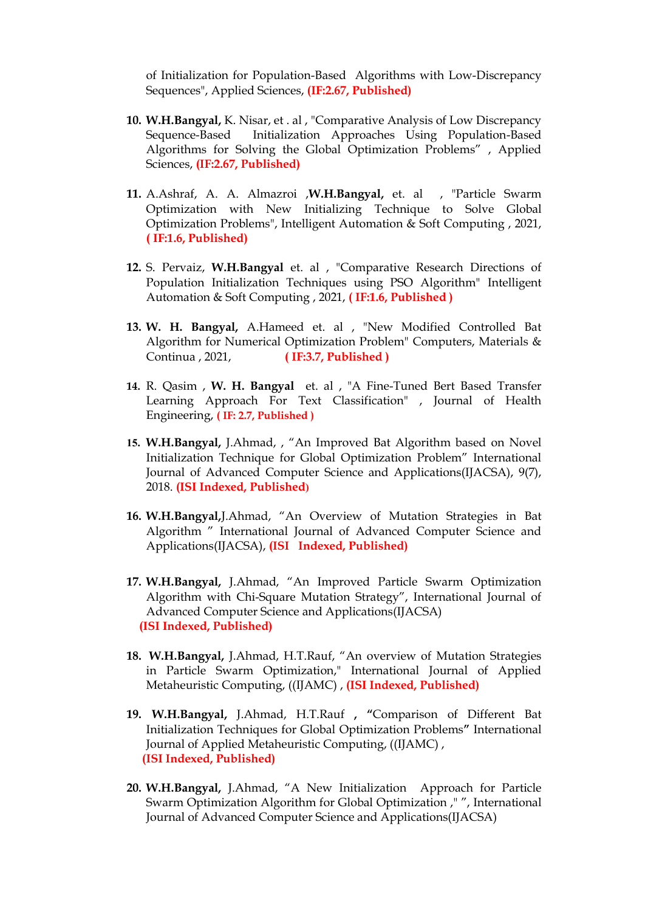of Initialization for Population-Based Algorithms with Low-Discrepancy Sequences", Applied Sciences, **(IF:2.67, Published)**

10. **W.H.Bangyal,** K. Nisar, et . al , "Comparative Analysis of Low Discrepancy Sequence-Based Initialization Approaches Using Population-Based Algorithms for Solving the Global Optimization Problems" , Applied Sciences, **(IF:2.67, Published)**

11. A.Ashraf, A. A. Almazroi ,**W.H.Bangyal,** et. al , "Particle Swarm Optimization with New Initializing Technique to Solve Global Optimization Problems", Intelligent Automation & Soft Computing , 2021, **( IF:1.6, Published)**

12. S. Pervaiz, **W.H.Bangyal** et. al , "Comparative Research Directions of Population Initialization Techniques using PSO Algorithm" Intelligent Automation & Soft Computing , 2021, **( IF:1.6, Published )**

13. **W. H. Bangyal,** A.Hameed et. al , "New Modified Controlled Bat Algorithm for Numerical Optimization Problem" Computers, Materials & Continua , 2021, **( IF:3.7, Published )**

14. R. Qasim , **W. H. Bangyal** et. al , "A Fine-Tuned Bert Based Transfer Learning Approach For Text Classification" , Journal of Health Engineering, **( IF: 2.7, Published )**

15. **W.H.Bangyal,** J.Ahmad, , "An Improved Bat Algorithm based on Novel Initialization Technique for Global Optimization Problem" International Journal of Advanced Computer Science and Applications(IJACSA), 9(7), 2018. **(ISI Indexed, Published)**

16. **W.H.Bangyal,**J.Ahmad, "An Overview of Mutation Strategies in Bat Algorithm " International Journal of Advanced Computer Science and Applications(IJACSA), **(ISI Indexed, Published)**

17. **W.H.Bangyal,** J.Ahmad, "An Improved Particle Swarm Optimization Algorithm with Chi-Square Mutation Strategy", International Journal of Advanced Computer Science and Applications(IJACSA) **(ISI Indexed, Published)**

18. **W.H.Bangyal,** J.Ahmad, H.T.Rauf, "An overview of Mutation Strategies in Particle Swarm Optimization," International Journal of Applied Metaheuristic Computing, ((IJAMC) , **(ISI Indexed, Published)**

19. **W.H.Bangyal,** J.Ahmad, H.T.Rauf **,** "Comparison of Different Bat Initialization Techniques for Global Optimization Problems**"** International Journal of Applied Metaheuristic Computing, ((IJAMC) , **(ISI Indexed, Published)**

20. **W.H.Bangyal,** J.Ahmad, "A New Initialization Approach for Particle Swarm Optimization Algorithm for Global Optimization ," ", International Journal of Advanced Computer Science and Applications(IJACSA)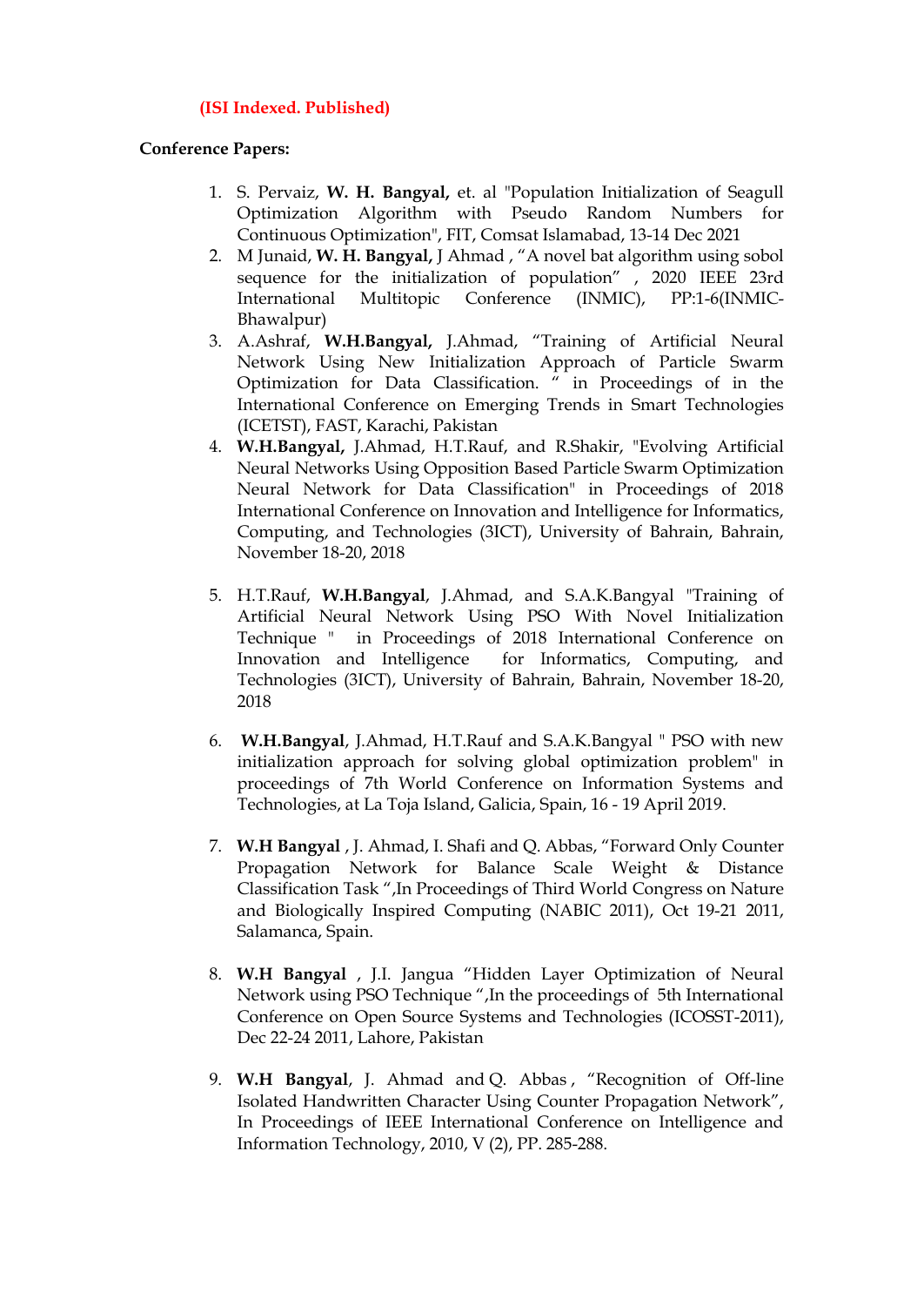**(ISI Indexed. Published)**

**Conference Papers:**

1. S. Pervaiz, **W. H. Bangyal,** et. al "Population Initialization of Seagull Optimization Algorithm with Pseudo Random Numbers for Continuous Optimization", FIT, Comsat Islamabad, 13-14 Dec 2021
2. M Junaid, **W. H. Bangyal,** J Ahmad , "A novel bat algorithm using sobol sequence for the initialization of population" , 2020 IEEE 23rd International Multitopic Conference (INMIC), PP:1-6(INMIC-Bhawalpur)
3. A.Ashraf, **W.H.Bangyal,** J.Ahmad, "Training of Artificial Neural Network Using New Initialization Approach of Particle Swarm Optimization for Data Classification. " in Proceedings of in the International Conference on Emerging Trends in Smart Technologies (ICETST), FAST, Karachi, Pakistan
4. **W.H.Bangyal,** J.Ahmad, H.T.Rauf, and R.Shakir, "Evolving Artificial Neural Networks Using Opposition Based Particle Swarm Optimization Neural Network for Data Classification" in Proceedings of 2018 International Conference on Innovation and Intelligence for Informatics, Computing, and Technologies (3ICT), University of Bahrain, Bahrain, November 18-20, 2018
5. H.T.Rauf, **W.H.Bangyal**, J.Ahmad, and S.A.K.Bangyal "Training of Artificial Neural Network Using PSO With Novel Initialization Technique " in Proceedings of 2018 International Conference on Innovation and Intelligence for Informatics, Computing, and Technologies (3ICT), University of Bahrain, Bahrain, November 18-20, 2018
6. **W.H.Bangyal**, J.Ahmad, H.T.Rauf and S.A.K.Bangyal " PSO with new initialization approach for solving global optimization problem" in proceedings of 7th World Conference on Information Systems and Technologies, at La Toja Island, Galicia, Spain, 16 - 19 April 2019.
7. **W.H Bangyal** , J. Ahmad, I. Shafi and Q. Abbas, "Forward Only Counter Propagation Network for Balance Scale Weight & Distance Classification Task ",In Proceedings of Third World Congress on Nature and Biologically Inspired Computing (NABIC 2011), Oct 19-21 2011, Salamanca, Spain.
8. **W.H Bangyal** , J.I. Jangua "Hidden Layer Optimization of Neural Network using PSO Technique ",In the proceedings of 5th International Conference on Open Source Systems and Technologies (ICOSST-2011), Dec 22-24 2011, Lahore, Pakistan
9. **W.H Bangyal**, J. Ahmad and Q. Abbas , "Recognition of Off-line Isolated Handwritten Character Using Counter Propagation Network", In Proceedings of IEEE International Conference on Intelligence and Information Technology, 2010, V (2), PP. 285-288.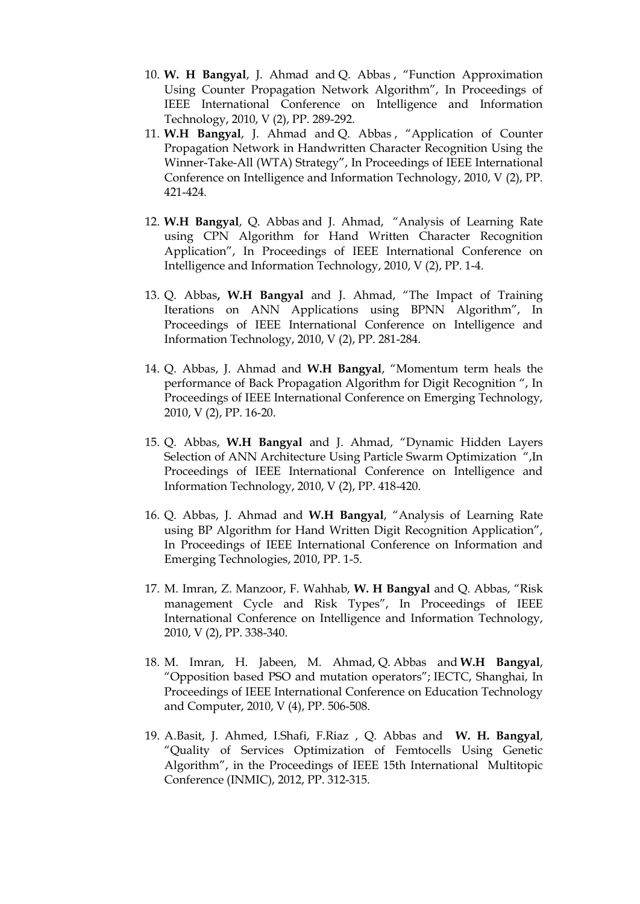10. **W. H Bangyal**, J. Ahmad and Q. Abbas , "Function Approximation Using Counter Propagation Network Algorithm", In Proceedings of IEEE International Conference on Intelligence and Information Technology, 2010, V (2), PP. 289-292.
11. **W.H Bangyal**, J. Ahmad and Q. Abbas , "Application of Counter Propagation Network in Handwritten Character Recognition Using the Winner-Take-All (WTA) Strategy", In Proceedings of IEEE International Conference on Intelligence and Information Technology, 2010, V (2), PP. 421-424.

12. **W.H Bangyal**, Q. Abbas and J. Ahmad, "Analysis of Learning Rate using CPN Algorithm for Hand Written Character Recognition Application", In Proceedings of IEEE International Conference on Intelligence and Information Technology, 2010, V (2), PP. 1-4.

13. Q. Abbas**, W.H Bangyal** and J. Ahmad, "The Impact of Training Iterations on ANN Applications using BPNN Algorithm", In Proceedings of IEEE International Conference on Intelligence and Information Technology, 2010, V (2), PP. 281-284.

14. Q. Abbas, J. Ahmad and **W.H Bangyal**, "Momentum term heals the performance of Back Propagation Algorithm for Digit Recognition ", In Proceedings of IEEE International Conference on Emerging Technology, 2010, V (2), PP. 16-20.

15. Q. Abbas, **W.H Bangyal** and J. Ahmad, "Dynamic Hidden Layers Selection of ANN Architecture Using Particle Swarm Optimization ",In Proceedings of IEEE International Conference on Intelligence and Information Technology, 2010, V (2), PP. 418-420.

16. Q. Abbas, J. Ahmad and **W.H Bangyal**, "Analysis of Learning Rate using BP Algorithm for Hand Written Digit Recognition Application", In Proceedings of IEEE International Conference on Information and Emerging Technologies, 2010, PP. 1-5.

17. M. Imran, Z. Manzoor, F. Wahhab, **W. H Bangyal** and Q. Abbas, "Risk management Cycle and Risk Types", In Proceedings of IEEE International Conference on Intelligence and Information Technology, 2010, V (2), PP. 338-340.

18. M. Imran, H. Jabeen, M. Ahmad, Q. Abbas and **W.H Bangyal**, "Opposition based PSO and mutation operators"; IECTC, Shanghai, In Proceedings of IEEE International Conference on Education Technology and Computer, 2010, V (4), PP. 506-508.

19. A.Basit, J. Ahmed, I.Shafi, F.Riaz , Q. Abbas and **W. H. Bangyal**, "Quality of Services Optimization of Femtocells Using Genetic Algorithm", in the Proceedings of IEEE 15th International Multitopic Conference (INMIC), 2012, PP. 312-315.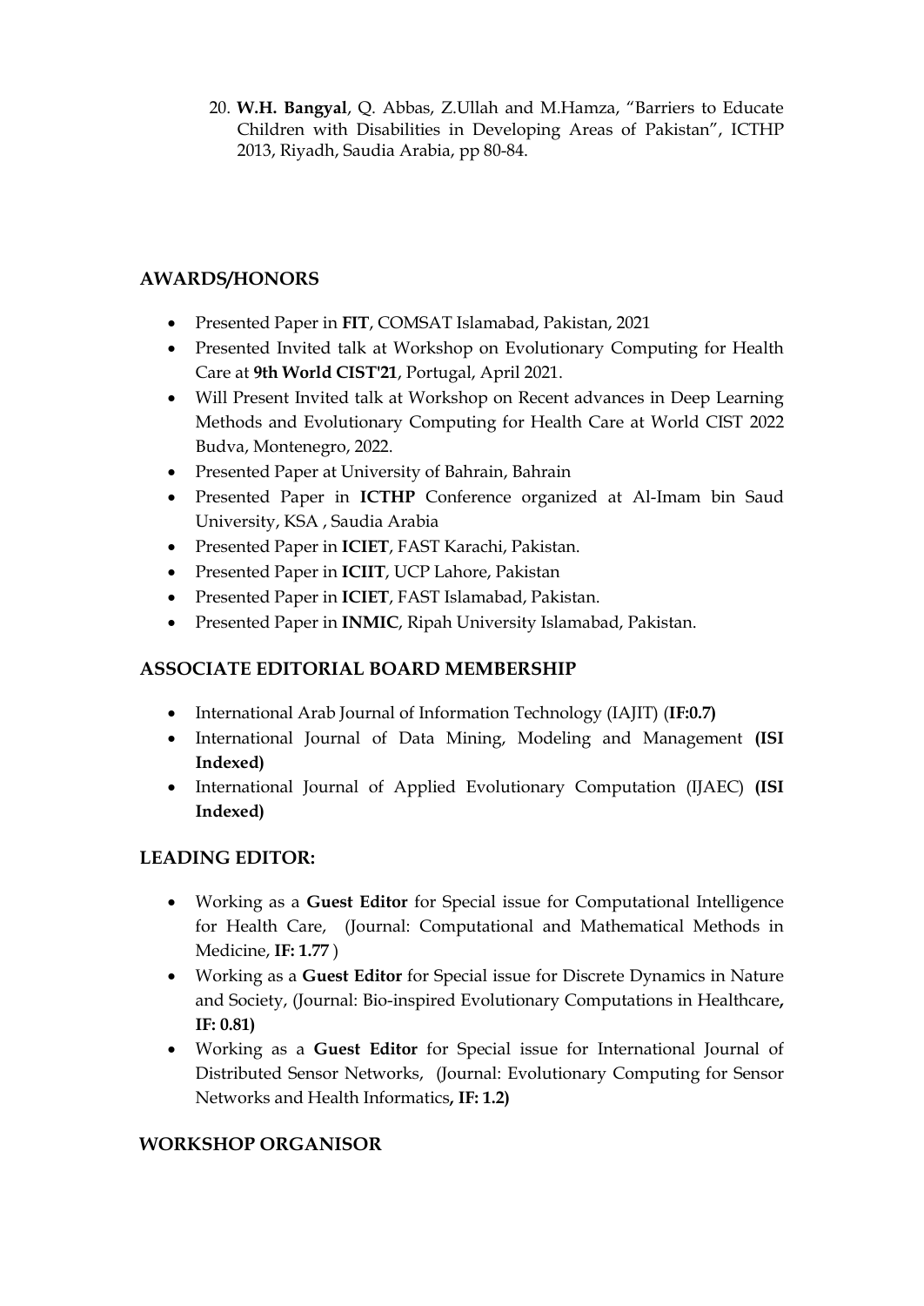20. **W.H. Bangyal**, Q. Abbas, Z.Ullah and M.Hamza, "Barriers to Educate Children with Disabilities in Developing Areas of Pakistan", ICTHP 2013, Riyadh, Saudia Arabia, pp 80-84.

## AWARDS/HONORS

- Presented Paper in **FIT**, COMSAT Islamabad, Pakistan, 2021
- Presented Invited talk at Workshop on Evolutionary Computing for Health Care at **9th World CIST'21**, Portugal, April 2021.
- Will Present Invited talk at Workshop on Recent advances in Deep Learning Methods and Evolutionary Computing for Health Care at World CIST 2022 Budva, Montenegro, 2022.
- Presented Paper at University of Bahrain, Bahrain
- Presented Paper in **ICTHP** Conference organized at Al-Imam bin Saud University, KSA , Saudia Arabia
- Presented Paper in **ICIET**, FAST Karachi, Pakistan.
- Presented Paper in **ICIIT**, UCP Lahore, Pakistan
- Presented Paper in **ICIET**, FAST Islamabad, Pakistan.
- Presented Paper in **INMIC**, Ripah University Islamabad, Pakistan.

## ASSOCIATE EDITORIAL BOARD MEMBERSHIP

- International Arab Journal of Information Technology (IAJIT) (**IF:0.7)**
- International Journal of Data Mining, Modeling and Management **(ISI Indexed)**
- International Journal of Applied Evolutionary Computation (IJAEC) **(ISI Indexed)**

## LEADING EDITOR:

- Working as a **Guest Editor** for Special issue for Computational Intelligence for Health Care, (Journal: Computational and Mathematical Methods in Medicine, **IF: 1.77** )
- Working as a **Guest Editor** for Special issue for Discrete Dynamics in Nature and Society, (Journal: Bio-inspired Evolutionary Computations in Healthcare**, IF: 0.81)**
- Working as a **Guest Editor** for Special issue for International Journal of Distributed Sensor Networks, (Journal: Evolutionary Computing for Sensor Networks and Health Informatics**, IF: 1.2)**

## WORKSHOP ORGANISOR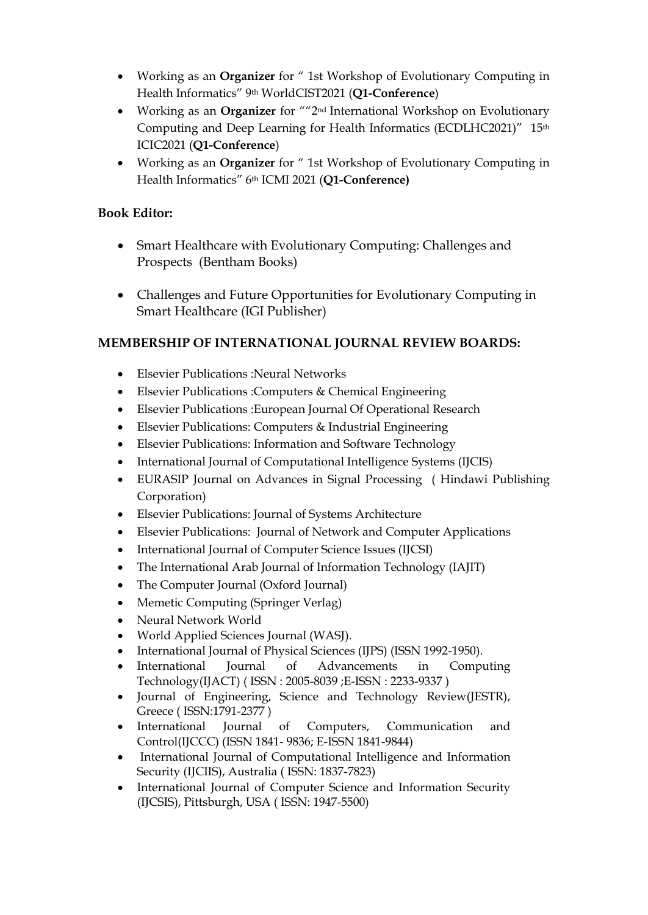- Working as an **Organizer** for " 1st Workshop of Evolutionary Computing in Health Informatics" 9th WorldCIST2021 (**Q1-Conference**)
- Working as an **Organizer** for ""2nd International Workshop on Evolutionary Computing and Deep Learning for Health Informatics (ECDLHC2021)" 15th ICIC2021 (**Q1-Conference**)
- Working as an **Organizer** for " 1st Workshop of Evolutionary Computing in Health Informatics" 6th ICMI 2021 (**Q1-Conference)**

**Book Editor:**

- Smart Healthcare with Evolutionary Computing: Challenges and Prospects (Bentham Books)
- Challenges and Future Opportunities for Evolutionary Computing in Smart Healthcare (IGI Publisher)

**MEMBERSHIP OF INTERNATIONAL JOURNAL REVIEW BOARDS:**

- Elsevier Publications :Neural Networks
- Elsevier Publications :Computers & Chemical Engineering
- Elsevier Publications :European Journal Of Operational Research
- Elsevier Publications: Computers & Industrial Engineering
- Elsevier Publications: Information and Software Technology
- International Journal of Computational Intelligence Systems (IJCIS)
- EURASIP Journal on Advances in Signal Processing ( Hindawi Publishing Corporation)
- Elsevier Publications: Journal of Systems Architecture
- Elsevier Publications: Journal of Network and Computer Applications
- International Journal of Computer Science Issues (IJCSI)
- The International Arab Journal of Information Technology (IAJIT)
- The Computer Journal (Oxford Journal)
- Memetic Computing (Springer Verlag)
- Neural Network World
- World Applied Sciences Journal (WASJ).
- International Journal of Physical Sciences (IJPS) (ISSN 1992-1950).
- International Journal of Advancements in Computing Technology(IJACT) ( ISSN : 2005-8039 ;E-ISSN : 2233-9337 )
- Journal of Engineering, Science and Technology Review(JESTR), Greece ( ISSN:1791-2377 )
- International Journal of Computers, Communication and Control(IJCCC) (ISSN 1841- 9836; E-ISSN 1841-9844)
- International Journal of Computational Intelligence and Information Security (IJCIIS), Australia ( ISSN: 1837-7823)
- International Journal of Computer Science and Information Security (IJCSIS), Pittsburgh, USA ( ISSN: 1947-5500)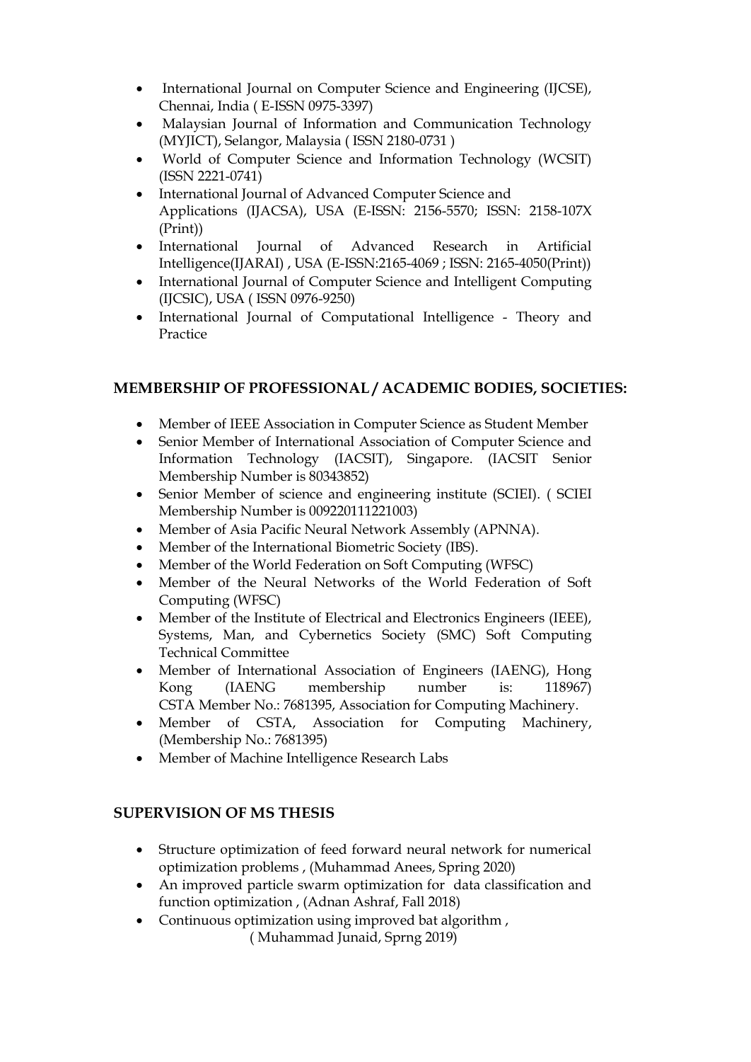- International Journal on Computer Science and Engineering (IJCSE), Chennai, India ( E-ISSN 0975-3397)
- Malaysian Journal of Information and Communication Technology (MYJICT), Selangor, Malaysia ( ISSN 2180-0731 )
- World of Computer Science and Information Technology (WCSIT) (ISSN 2221-0741)
- International Journal of Advanced Computer Science and Applications (IJACSA), USA (E-ISSN: 2156-5570; ISSN: 2158-107X (Print))
- International Journal of Advanced Research in Artificial Intelligence(IJARAI) , USA (E-ISSN:2165-4069 ; ISSN: 2165-4050(Print))
- International Journal of Computer Science and Intelligent Computing (IJCSIC), USA ( ISSN 0976-9250)
- International Journal of Computational Intelligence - Theory and Practice

## MEMBERSHIP OF PROFESSIONAL / ACADEMIC BODIES, SOCIETIES:

- Member of IEEE Association in Computer Science as Student Member
- Senior Member of International Association of Computer Science and Information Technology (IACSIT), Singapore. (IACSIT Senior Membership Number is 80343852)
- Senior Member of science and engineering institute (SCIEI). ( SCIEI Membership Number is 009220111221003)
- Member of Asia Pacific Neural Network Assembly (APNNA).
- Member of the International Biometric Society (IBS).
- Member of the World Federation on Soft Computing (WFSC)
- Member of the Neural Networks of the World Federation of Soft Computing (WFSC)
- Member of the Institute of Electrical and Electronics Engineers (IEEE), Systems, Man, and Cybernetics Society (SMC) Soft Computing Technical Committee
- Member of International Association of Engineers (IAENG), Hong Kong (IAENG membership number is: 118967) CSTA Member No.: 7681395, Association for Computing Machinery.
- Member of CSTA, Association for Computing Machinery, (Membership No.: 7681395)
- Member of Machine Intelligence Research Labs

## SUPERVISION OF MS THESIS

- Structure optimization of feed forward neural network for numerical optimization problems , (Muhammad Anees, Spring 2020)
- An improved particle swarm optimization for data classification and function optimization , (Adnan Ashraf, Fall 2018)
- Continuous optimization using improved bat algorithm , ( Muhammad Junaid, Sprng 2019)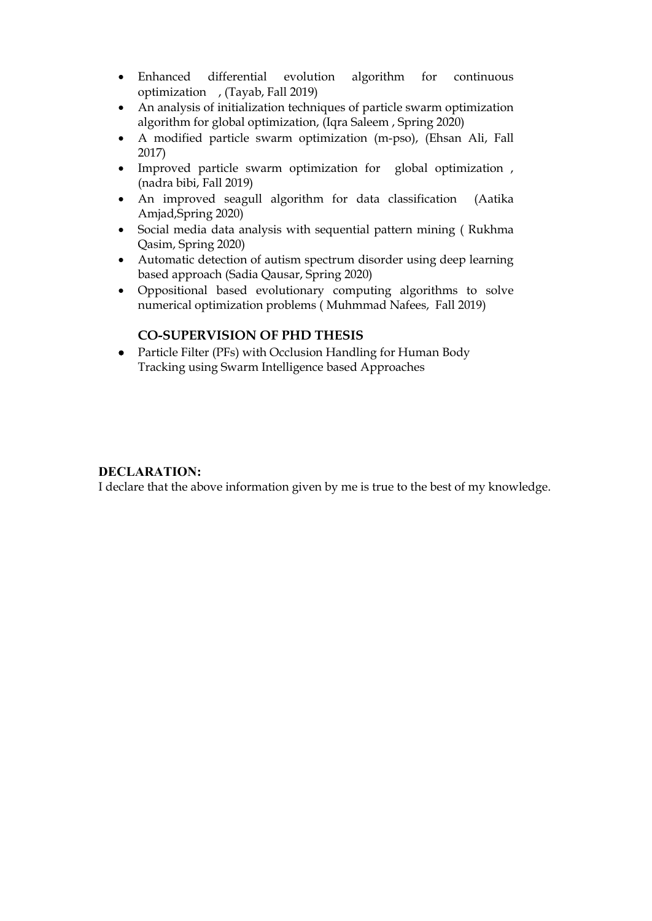- Enhanced differential evolution algorithm for continuous optimization , (Tayab, Fall 2019)
- An analysis of initialization techniques of particle swarm optimization algorithm for global optimization, (Iqra Saleem , Spring 2020)
- A modified particle swarm optimization (m-pso), (Ehsan Ali, Fall 2017)
- Improved particle swarm optimization for global optimization , (nadra bibi, Fall 2019)
- An improved seagull algorithm for data classification (Aatika Amjad,Spring 2020)
- Social media data analysis with sequential pattern mining ( Rukhma Qasim, Spring 2020)
- Automatic detection of autism spectrum disorder using deep learning based approach (Sadia Qausar, Spring 2020)
- Oppositional based evolutionary computing algorithms to solve numerical optimization problems ( Muhmmad Nafees, Fall 2019)

### CO-SUPERVISION OF PHD THESIS

- Particle Filter (PFs) with Occlusion Handling for Human Body Tracking using Swarm Intelligence based Approaches

**DECLARATION:**

I declare that the above information given by me is true to the best of my knowledge.